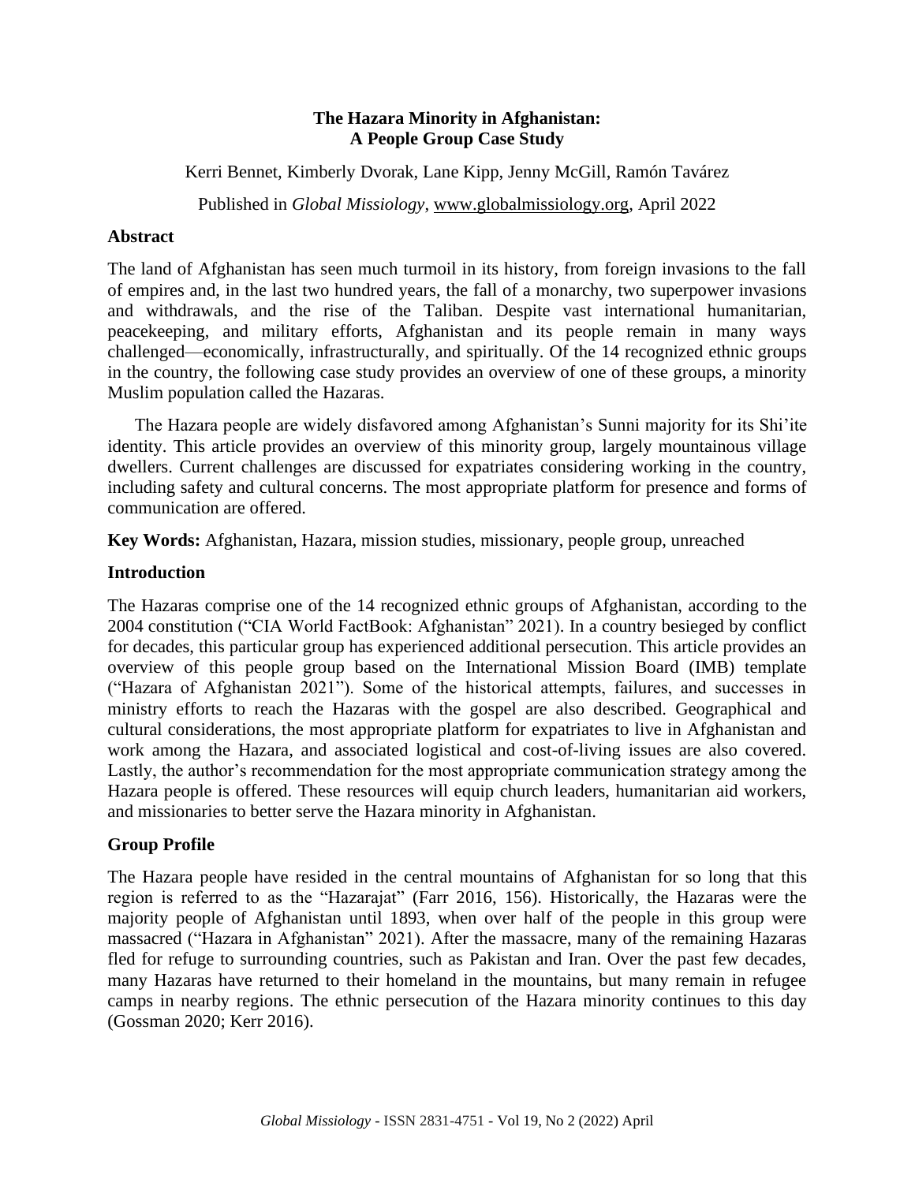# The Hazara Minority in Afghanistan: A People Group Case Study

Kerri Bennet, Kimberly Dvorak, Lane Kipp, Jenny McGill, Ramón Tavárez

Published in *Global Missiology*, www.globalmissiology.org, April 2022

## Abstract

The land of Afghanistan has seen much turmoil in its history, from foreign invasions to the fall of empires and, in the last two hundred years, the fall of a monarchy, two superpower invasions and withdrawals, and the rise of the Taliban. Despite vast international humanitarian, peacekeeping, and military efforts, Afghanistan and its people remain in many ways challenged—economically, infrastructurally, and spiritually. Of the 14 recognized ethnic groups in the country, the following case study provides an overview of one of these groups, a minority Muslim population called the Hazaras.

The Hazara people are widely disfavored among Afghanistan's Sunni majority for its Shi'ite identity. This article provides an overview of this minority group, largely mountainous village dwellers. Current challenges are discussed for expatriates considering working in the country, including safety and cultural concerns. The most appropriate platform for presence and forms of communication are offered.

**Key Words:** Afghanistan, Hazara, mission studies, missionary, people group, unreached

## Introduction

The Hazaras comprise one of the 14 recognized ethnic groups of Afghanistan, according to the 2004 constitution ("CIA World FactBook: Afghanistan" 2021). In a country besieged by conflict for decades, this particular group has experienced additional persecution. This article provides an overview of this people group based on the International Mission Board (IMB) template ("Hazara of Afghanistan 2021"). Some of the historical attempts, failures, and successes in ministry efforts to reach the Hazaras with the gospel are also described. Geographical and cultural considerations, the most appropriate platform for expatriates to live in Afghanistan and work among the Hazara, and associated logistical and cost-of-living issues are also covered. Lastly, the author's recommendation for the most appropriate communication strategy among the Hazara people is offered. These resources will equip church leaders, humanitarian aid workers, and missionaries to better serve the Hazara minority in Afghanistan.

## Group Profile

The Hazara people have resided in the central mountains of Afghanistan for so long that this region is referred to as the "Hazarajat" (Farr 2016, 156). Historically, the Hazaras were the majority people of Afghanistan until 1893, when over half of the people in this group were massacred ("Hazara in Afghanistan" 2021). After the massacre, many of the remaining Hazaras fled for refuge to surrounding countries, such as Pakistan and Iran. Over the past few decades, many Hazaras have returned to their homeland in the mountains, but many remain in refugee camps in nearby regions. The ethnic persecution of the Hazara minority continues to this day (Gossman 2020; Kerr 2016).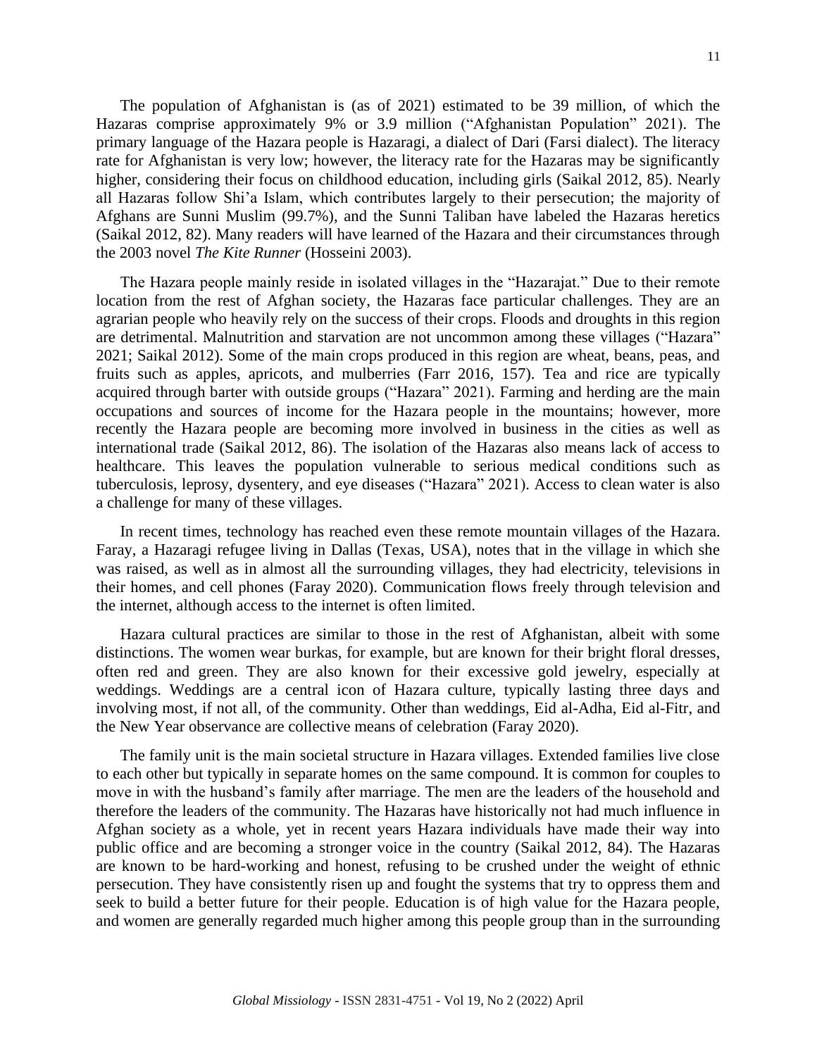The population of Afghanistan is (as of 2021) estimated to be 39 million, of which the Hazaras comprise approximately 9% or 3.9 million ("Afghanistan Population" 2021). The primary language of the Hazara people is Hazaragi, a dialect of Dari (Farsi dialect). The literacy rate for Afghanistan is very low; however, the literacy rate for the Hazaras may be significantly higher, considering their focus on childhood education, including girls (Saikal 2012, 85). Nearly all Hazaras follow Shi'a Islam, which contributes largely to their persecution; the majority of Afghans are Sunni Muslim (99.7%), and the Sunni Taliban have labeled the Hazaras heretics (Saikal 2012, 82). Many readers will have learned of the Hazara and their circumstances through the 2003 novel *The Kite Runner* (Hosseini 2003).

The Hazara people mainly reside in isolated villages in the "Hazarajat." Due to their remote location from the rest of Afghan society, the Hazaras face particular challenges. They are an agrarian people who heavily rely on the success of their crops. Floods and droughts in this region are detrimental. Malnutrition and starvation are not uncommon among these villages ("Hazara" 2021; Saikal 2012). Some of the main crops produced in this region are wheat, beans, peas, and fruits such as apples, apricots, and mulberries (Farr 2016, 157). Tea and rice are typically acquired through barter with outside groups ("Hazara" 2021). Farming and herding are the main occupations and sources of income for the Hazara people in the mountains; however, more recently the Hazara people are becoming more involved in business in the cities as well as international trade (Saikal 2012, 86). The isolation of the Hazaras also means lack of access to healthcare. This leaves the population vulnerable to serious medical conditions such as tuberculosis, leprosy, dysentery, and eye diseases ("Hazara" 2021). Access to clean water is also a challenge for many of these villages.

In recent times, technology has reached even these remote mountain villages of the Hazara. Faray, a Hazaragi refugee living in Dallas (Texas, USA), notes that in the village in which she was raised, as well as in almost all the surrounding villages, they had electricity, televisions in their homes, and cell phones (Faray 2020). Communication flows freely through television and the internet, although access to the internet is often limited.

Hazara cultural practices are similar to those in the rest of Afghanistan, albeit with some distinctions. The women wear burkas, for example, but are known for their bright floral dresses, often red and green. They are also known for their excessive gold jewelry, especially at weddings. Weddings are a central icon of Hazara culture, typically lasting three days and involving most, if not all, of the community. Other than weddings, Eid al-Adha, Eid al-Fitr, and the New Year observance are collective means of celebration (Faray 2020).

The family unit is the main societal structure in Hazara villages. Extended families live close to each other but typically in separate homes on the same compound. It is common for couples to move in with the husband's family after marriage. The men are the leaders of the household and therefore the leaders of the community. The Hazaras have historically not had much influence in Afghan society as a whole, yet in recent years Hazara individuals have made their way into public office and are becoming a stronger voice in the country (Saikal 2012, 84). The Hazaras are known to be hard-working and honest, refusing to be crushed under the weight of ethnic persecution. They have consistently risen up and fought the systems that try to oppress them and seek to build a better future for their people. Education is of high value for the Hazara people, and women are generally regarded much higher among this people group than in the surrounding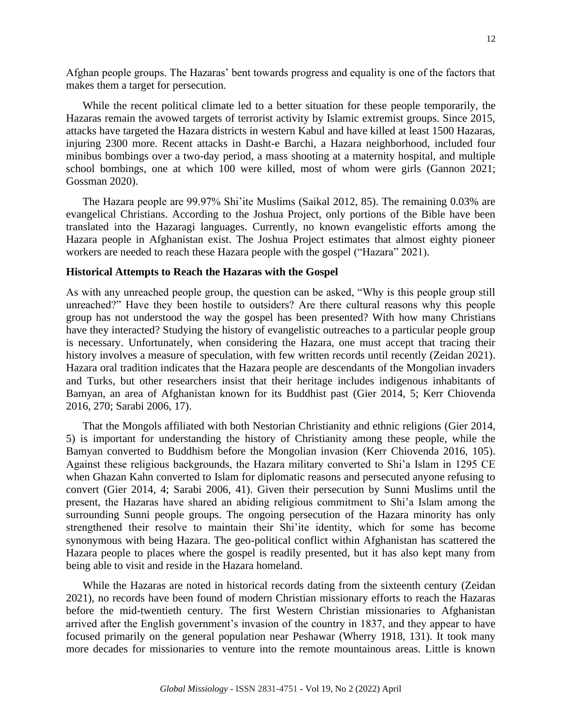Afghan people groups. The Hazaras' bent towards progress and equality is one of the factors that makes them a target for persecution.

While the recent political climate led to a better situation for these people temporarily, the Hazaras remain the avowed targets of terrorist activity by Islamic extremist groups. Since 2015, attacks have targeted the Hazara districts in western Kabul and have killed at least 1500 Hazaras, injuring 2300 more. Recent attacks in Dasht-e Barchi, a Hazara neighborhood, included four minibus bombings over a two-day period, a mass shooting at a maternity hospital, and multiple school bombings, one at which 100 were killed, most of whom were girls (Gannon 2021; Gossman 2020).

The Hazara people are 99.97% Shi'ite Muslims (Saikal 2012, 85). The remaining 0.03% are evangelical Christians. According to the Joshua Project, only portions of the Bible have been translated into the Hazaragi languages. Currently, no known evangelistic efforts among the Hazara people in Afghanistan exist. The Joshua Project estimates that almost eighty pioneer workers are needed to reach these Hazara people with the gospel ("Hazara" 2021).

### Historical Attempts to Reach the Hazaras with the Gospel

As with any unreached people group, the question can be asked, "Why is this people group still unreached?" Have they been hostile to outsiders? Are there cultural reasons why this people group has not understood the way the gospel has been presented? With how many Christians have they interacted? Studying the history of evangelistic outreaches to a particular people group is necessary. Unfortunately, when considering the Hazara, one must accept that tracing their history involves a measure of speculation, with few written records until recently (Zeidan 2021). Hazara oral tradition indicates that the Hazara people are descendants of the Mongolian invaders and Turks, but other researchers insist that their heritage includes indigenous inhabitants of Bamyan, an area of Afghanistan known for its Buddhist past (Gier 2014, 5; Kerr Chiovenda 2016, 270; Sarabi 2006, 17).

That the Mongols affiliated with both Nestorian Christianity and ethnic religions (Gier 2014, 5) is important for understanding the history of Christianity among these people, while the Bamyan converted to Buddhism before the Mongolian invasion (Kerr Chiovenda 2016, 105). Against these religious backgrounds, the Hazara military converted to Shi'a Islam in 1295 CE when Ghazan Kahn converted to Islam for diplomatic reasons and persecuted anyone refusing to convert (Gier 2014, 4; Sarabi 2006, 41). Given their persecution by Sunni Muslims until the present, the Hazaras have shared an abiding religious commitment to Shi'a Islam among the surrounding Sunni people groups. The ongoing persecution of the Hazara minority has only strengthened their resolve to maintain their Shi'ite identity, which for some has become synonymous with being Hazara. The geo-political conflict within Afghanistan has scattered the Hazara people to places where the gospel is readily presented, but it has also kept many from being able to visit and reside in the Hazara homeland.

While the Hazaras are noted in historical records dating from the sixteenth century (Zeidan 2021), no records have been found of modern Christian missionary efforts to reach the Hazaras before the mid-twentieth century. The first Western Christian missionaries to Afghanistan arrived after the English government's invasion of the country in 1837, and they appear to have focused primarily on the general population near Peshawar (Wherry 1918, 131). It took many more decades for missionaries to venture into the remote mountainous areas. Little is known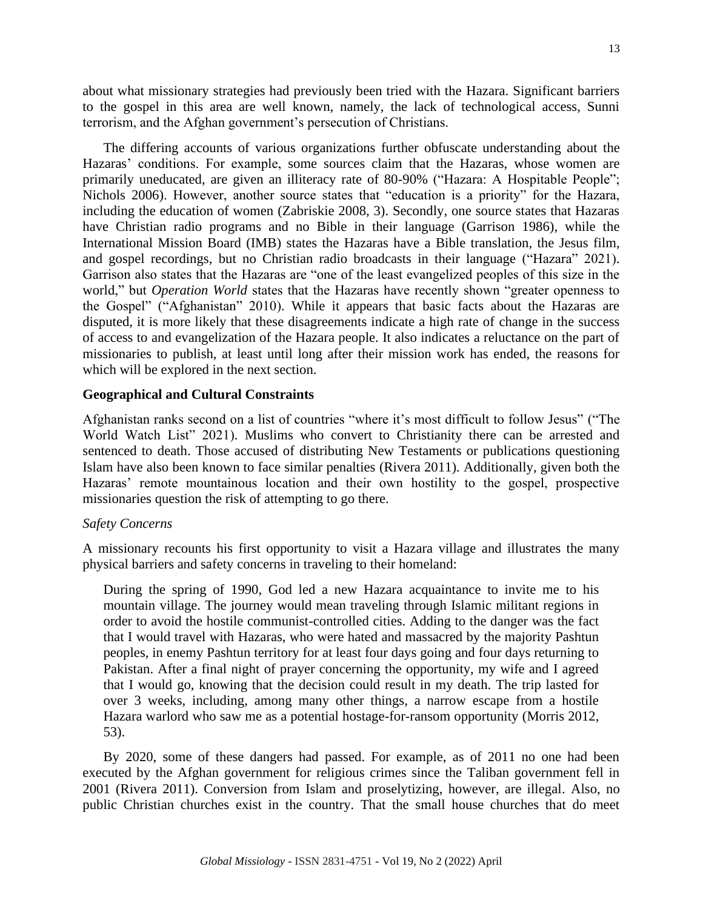about what missionary strategies had previously been tried with the Hazara. Significant barriers to the gospel in this area are well known, namely, the lack of technological access, Sunni terrorism, and the Afghan government's persecution of Christians.

The differing accounts of various organizations further obfuscate understanding about the Hazaras' conditions. For example, some sources claim that the Hazaras, whose women are primarily uneducated, are given an illiteracy rate of 80-90% ("Hazara: A Hospitable People"; Nichols 2006). However, another source states that "education is a priority" for the Hazara, including the education of women (Zabriskie 2008, 3). Secondly, one source states that Hazaras have Christian radio programs and no Bible in their language (Garrison 1986), while the International Mission Board (IMB) states the Hazaras have a Bible translation, the Jesus film, and gospel recordings, but no Christian radio broadcasts in their language ("Hazara" 2021). Garrison also states that the Hazaras are "one of the least evangelized peoples of this size in the world," but *Operation World* states that the Hazaras have recently shown "greater openness to the Gospel" ("Afghanistan" 2010). While it appears that basic facts about the Hazaras are disputed, it is more likely that these disagreements indicate a high rate of change in the success of access to and evangelization of the Hazara people. It also indicates a reluctance on the part of missionaries to publish, at least until long after their mission work has ended, the reasons for which will be explored in the next section.

## Geographical and Cultural Constraints

Afghanistan ranks second on a list of countries "where it's most difficult to follow Jesus" ("The World Watch List" 2021). Muslims who convert to Christianity there can be arrested and sentenced to death. Those accused of distributing New Testaments or publications questioning Islam have also been known to face similar penalties (Rivera 2011). Additionally, given both the Hazaras' remote mountainous location and their own hostility to the gospel, prospective missionaries question the risk of attempting to go there.

### *Safety Concerns*

A missionary recounts his first opportunity to visit a Hazara village and illustrates the many physical barriers and safety concerns in traveling to their homeland:

> During the spring of 1990, God led a new Hazara acquaintance to invite me to his mountain village. The journey would mean traveling through Islamic militant regions in order to avoid the hostile communist-controlled cities. Adding to the danger was the fact that I would travel with Hazaras, who were hated and massacred by the majority Pashtun peoples, in enemy Pashtun territory for at least four days going and four days returning to Pakistan. After a final night of prayer concerning the opportunity, my wife and I agreed that I would go, knowing that the decision could result in my death. The trip lasted for over 3 weeks, including, among many other things, a narrow escape from a hostile Hazara warlord who saw me as a potential hostage-for-ransom opportunity (Morris 2012, 53).

By 2020, some of these dangers had passed. For example, as of 2011 no one had been executed by the Afghan government for religious crimes since the Taliban government fell in 2001 (Rivera 2011). Conversion from Islam and proselytizing, however, are illegal. Also, no public Christian churches exist in the country. That the small house churches that do meet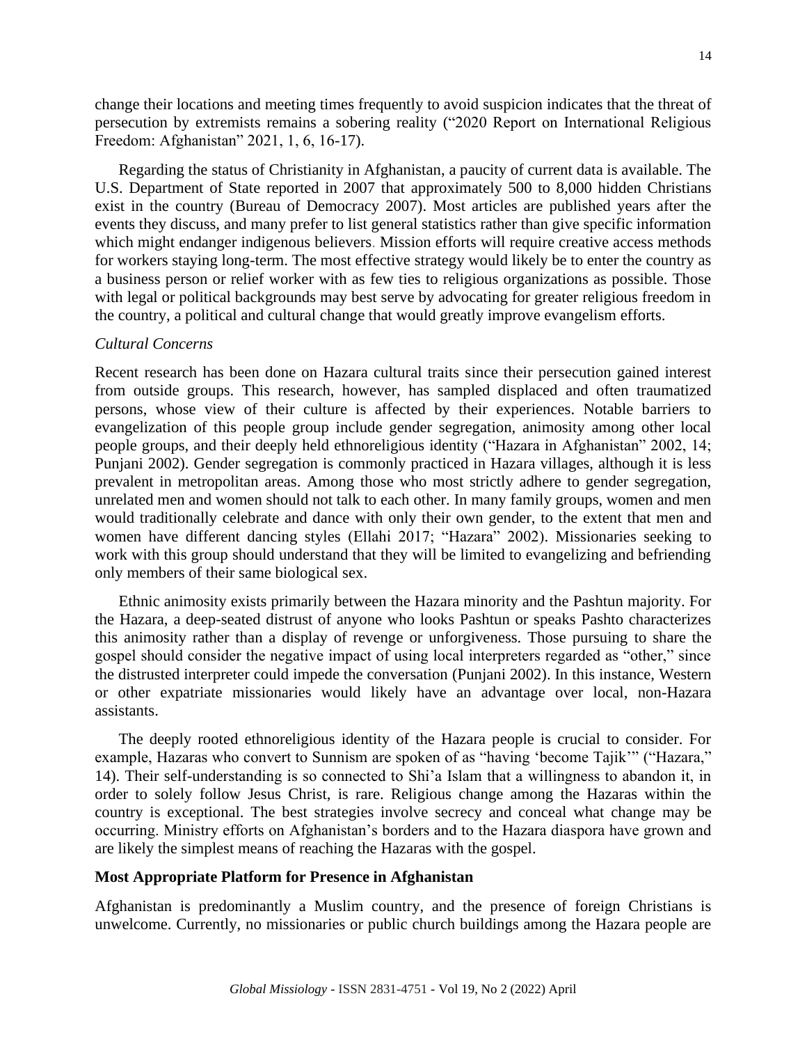change their locations and meeting times frequently to avoid suspicion indicates that the threat of persecution by extremists remains a sobering reality ("2020 Report on International Religious Freedom: Afghanistan" 2021, 1, 6, 16-17).

Regarding the status of Christianity in Afghanistan, a paucity of current data is available. The U.S. Department of State reported in 2007 that approximately 500 to 8,000 hidden Christians exist in the country (Bureau of Democracy 2007). Most articles are published years after the events they discuss, and many prefer to list general statistics rather than give specific information which might endanger indigenous believers. Mission efforts will require creative access methods for workers staying long-term. The most effective strategy would likely be to enter the country as a business person or relief worker with as few ties to religious organizations as possible. Those with legal or political backgrounds may best serve by advocating for greater religious freedom in the country, a political and cultural change that would greatly improve evangelism efforts.

*Cultural Concerns*

Recent research has been done on Hazara cultural traits since their persecution gained interest from outside groups. This research, however, has sampled displaced and often traumatized persons, whose view of their culture is affected by their experiences. Notable barriers to evangelization of this people group include gender segregation, animosity among other local people groups, and their deeply held ethnoreligious identity ("Hazara in Afghanistan" 2002, 14; Punjani 2002). Gender segregation is commonly practiced in Hazara villages, although it is less prevalent in metropolitan areas. Among those who most strictly adhere to gender segregation, unrelated men and women should not talk to each other. In many family groups, women and men would traditionally celebrate and dance with only their own gender, to the extent that men and women have different dancing styles (Ellahi 2017; "Hazara" 2002). Missionaries seeking to work with this group should understand that they will be limited to evangelizing and befriending only members of their same biological sex.

Ethnic animosity exists primarily between the Hazara minority and the Pashtun majority. For the Hazara, a deep-seated distrust of anyone who looks Pashtun or speaks Pashto characterizes this animosity rather than a display of revenge or unforgiveness. Those pursuing to share the gospel should consider the negative impact of using local interpreters regarded as "other," since the distrusted interpreter could impede the conversation (Punjani 2002). In this instance, Western or other expatriate missionaries would likely have an advantage over local, non-Hazara assistants.

The deeply rooted ethnoreligious identity of the Hazara people is crucial to consider. For example, Hazaras who convert to Sunnism are spoken of as "having 'become Tajik'" ("Hazara," 14). Their self-understanding is so connected to Shi'a Islam that a willingness to abandon it, in order to solely follow Jesus Christ, is rare. Religious change among the Hazaras within the country is exceptional. The best strategies involve secrecy and conceal what change may be occurring. Ministry efforts on Afghanistan's borders and to the Hazara diaspora have grown and are likely the simplest means of reaching the Hazaras with the gospel.

**Most Appropriate Platform for Presence in Afghanistan**

Afghanistan is predominantly a Muslim country, and the presence of foreign Christians is unwelcome. Currently, no missionaries or public church buildings among the Hazara people are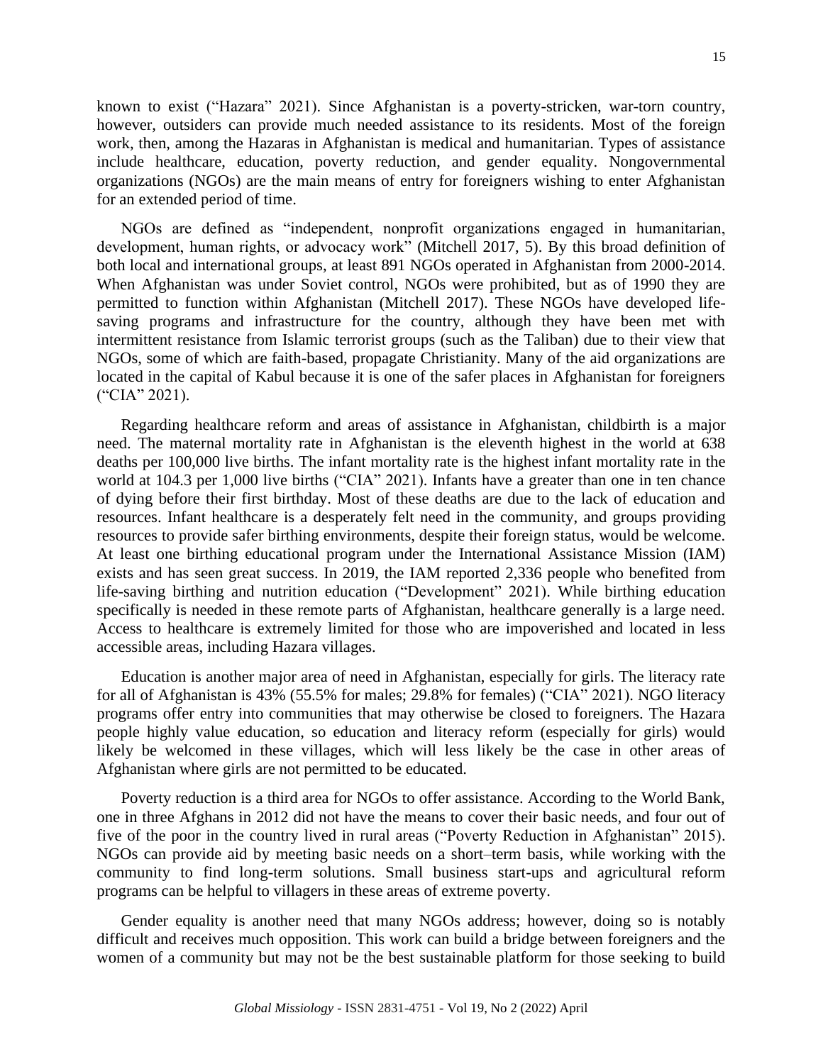known to exist ("Hazara" 2021). Since Afghanistan is a poverty-stricken, war-torn country, however, outsiders can provide much needed assistance to its residents. Most of the foreign work, then, among the Hazaras in Afghanistan is medical and humanitarian. Types of assistance include healthcare, education, poverty reduction, and gender equality. Nongovernmental organizations (NGOs) are the main means of entry for foreigners wishing to enter Afghanistan for an extended period of time.

NGOs are defined as "independent, nonprofit organizations engaged in humanitarian, development, human rights, or advocacy work" (Mitchell 2017, 5). By this broad definition of both local and international groups, at least 891 NGOs operated in Afghanistan from 2000-2014. When Afghanistan was under Soviet control, NGOs were prohibited, but as of 1990 they are permitted to function within Afghanistan (Mitchell 2017). These NGOs have developed life-saving programs and infrastructure for the country, although they have been met with intermittent resistance from Islamic terrorist groups (such as the Taliban) due to their view that NGOs, some of which are faith-based, propagate Christianity. Many of the aid organizations are located in the capital of Kabul because it is one of the safer places in Afghanistan for foreigners ("CIA" 2021).

Regarding healthcare reform and areas of assistance in Afghanistan, childbirth is a major need. The maternal mortality rate in Afghanistan is the eleventh highest in the world at 638 deaths per 100,000 live births. The infant mortality rate is the highest infant mortality rate in the world at 104.3 per 1,000 live births ("CIA" 2021). Infants have a greater than one in ten chance of dying before their first birthday. Most of these deaths are due to the lack of education and resources. Infant healthcare is a desperately felt need in the community, and groups providing resources to provide safer birthing environments, despite their foreign status, would be welcome. At least one birthing educational program under the International Assistance Mission (IAM) exists and has seen great success. In 2019, the IAM reported 2,336 people who benefited from life-saving birthing and nutrition education ("Development" 2021). While birthing education specifically is needed in these remote parts of Afghanistan, healthcare generally is a large need. Access to healthcare is extremely limited for those who are impoverished and located in less accessible areas, including Hazara villages.

Education is another major area of need in Afghanistan, especially for girls. The literacy rate for all of Afghanistan is 43% (55.5% for males; 29.8% for females) ("CIA" 2021). NGO literacy programs offer entry into communities that may otherwise be closed to foreigners. The Hazara people highly value education, so education and literacy reform (especially for girls) would likely be welcomed in these villages, which will less likely be the case in other areas of Afghanistan where girls are not permitted to be educated.

Poverty reduction is a third area for NGOs to offer assistance. According to the World Bank, one in three Afghans in 2012 did not have the means to cover their basic needs, and four out of five of the poor in the country lived in rural areas ("Poverty Reduction in Afghanistan" 2015). NGOs can provide aid by meeting basic needs on a short–term basis, while working with the community to find long-term solutions. Small business start-ups and agricultural reform programs can be helpful to villagers in these areas of extreme poverty.

Gender equality is another need that many NGOs address; however, doing so is notably difficult and receives much opposition. This work can build a bridge between foreigners and the women of a community but may not be the best sustainable platform for those seeking to build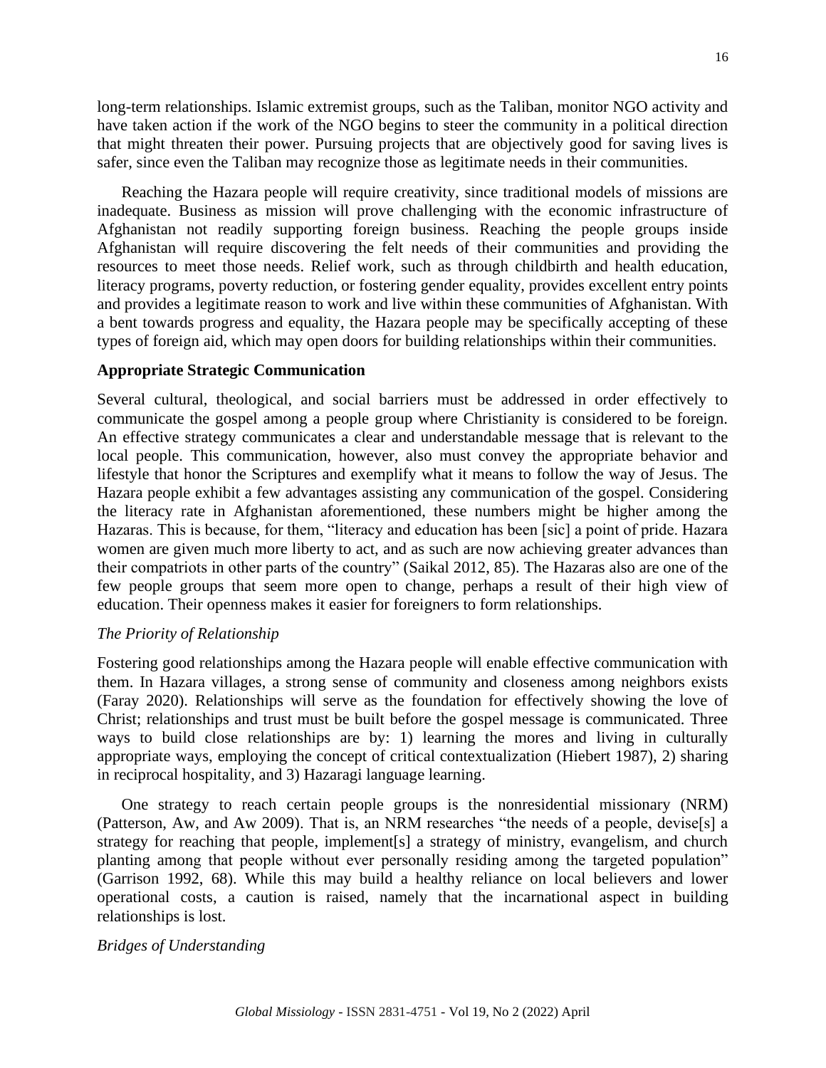long-term relationships. Islamic extremist groups, such as the Taliban, monitor NGO activity and have taken action if the work of the NGO begins to steer the community in a political direction that might threaten their power. Pursuing projects that are objectively good for saving lives is safer, since even the Taliban may recognize those as legitimate needs in their communities.

Reaching the Hazara people will require creativity, since traditional models of missions are inadequate. Business as mission will prove challenging with the economic infrastructure of Afghanistan not readily supporting foreign business. Reaching the people groups inside Afghanistan will require discovering the felt needs of their communities and providing the resources to meet those needs. Relief work, such as through childbirth and health education, literacy programs, poverty reduction, or fostering gender equality, provides excellent entry points and provides a legitimate reason to work and live within these communities of Afghanistan. With a bent towards progress and equality, the Hazara people may be specifically accepting of these types of foreign aid, which may open doors for building relationships within their communities.

### Appropriate Strategic Communication

Several cultural, theological, and social barriers must be addressed in order effectively to communicate the gospel among a people group where Christianity is considered to be foreign. An effective strategy communicates a clear and understandable message that is relevant to the local people. This communication, however, also must convey the appropriate behavior and lifestyle that honor the Scriptures and exemplify what it means to follow the way of Jesus. The Hazara people exhibit a few advantages assisting any communication of the gospel. Considering the literacy rate in Afghanistan aforementioned, these numbers might be higher among the Hazaras. This is because, for them, "literacy and education has been [sic] a point of pride. Hazara women are given much more liberty to act, and as such are now achieving greater advances than their compatriots in other parts of the country" (Saikal 2012, 85). The Hazaras also are one of the few people groups that seem more open to change, perhaps a result of their high view of education. Their openness makes it easier for foreigners to form relationships.

#### *The Priority of Relationship*

Fostering good relationships among the Hazara people will enable effective communication with them. In Hazara villages, a strong sense of community and closeness among neighbors exists (Faray 2020). Relationships will serve as the foundation for effectively showing the love of Christ; relationships and trust must be built before the gospel message is communicated. Three ways to build close relationships are by: 1) learning the mores and living in culturally appropriate ways, employing the concept of critical contextualization (Hiebert 1987), 2) sharing in reciprocal hospitality, and 3) Hazaragi language learning.

One strategy to reach certain people groups is the nonresidential missionary (NRM) (Patterson, Aw, and Aw 2009). That is, an NRM researches "the needs of a people, devise[s] a strategy for reaching that people, implement[s] a strategy of ministry, evangelism, and church planting among that people without ever personally residing among the targeted population" (Garrison 1992, 68). While this may build a healthy reliance on local believers and lower operational costs, a caution is raised, namely that the incarnational aspect in building relationships is lost.

#### *Bridges of Understanding*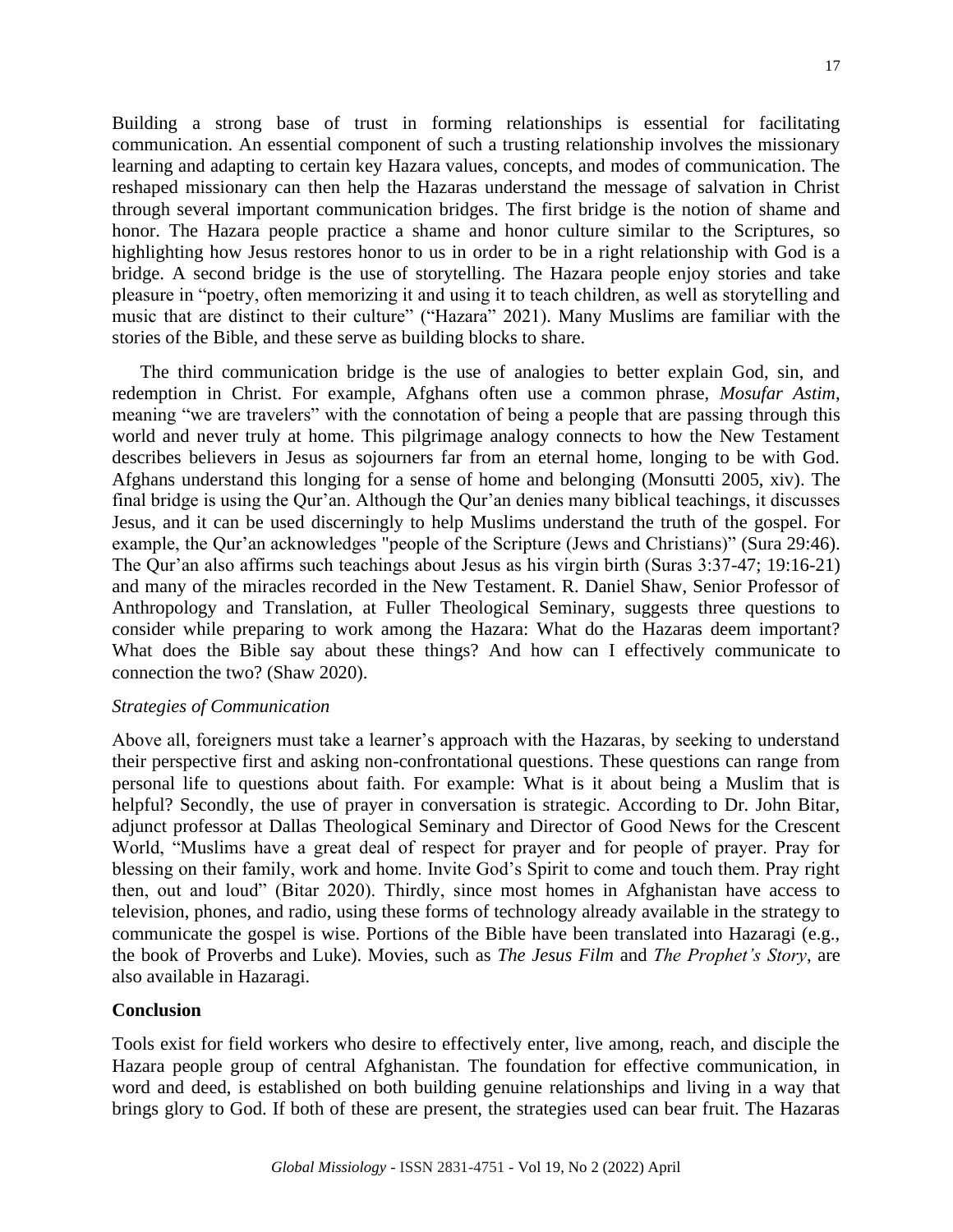Building a strong base of trust in forming relationships is essential for facilitating communication. An essential component of such a trusting relationship involves the missionary learning and adapting to certain key Hazara values, concepts, and modes of communication. The reshaped missionary can then help the Hazaras understand the message of salvation in Christ through several important communication bridges. The first bridge is the notion of shame and honor. The Hazara people practice a shame and honor culture similar to the Scriptures, so highlighting how Jesus restores honor to us in order to be in a right relationship with God is a bridge. A second bridge is the use of storytelling. The Hazara people enjoy stories and take pleasure in "poetry, often memorizing it and using it to teach children, as well as storytelling and music that are distinct to their culture" ("Hazara" 2021). Many Muslims are familiar with the stories of the Bible, and these serve as building blocks to share.

The third communication bridge is the use of analogies to better explain God, sin, and redemption in Christ. For example, Afghans often use a common phrase, *Mosufar Astim*, meaning "we are travelers" with the connotation of being a people that are passing through this world and never truly at home. This pilgrimage analogy connects to how the New Testament describes believers in Jesus as sojourners far from an eternal home, longing to be with God. Afghans understand this longing for a sense of home and belonging (Monsutti 2005, xiv). The final bridge is using the Qur'an. Although the Qur'an denies many biblical teachings, it discusses Jesus, and it can be used discerningly to help Muslims understand the truth of the gospel. For example, the Qur'an acknowledges "people of the Scripture (Jews and Christians)" (Sura 29:46). The Qur'an also affirms such teachings about Jesus as his virgin birth (Suras 3:37-47; 19:16-21) and many of the miracles recorded in the New Testament. R. Daniel Shaw, Senior Professor of Anthropology and Translation, at Fuller Theological Seminary, suggests three questions to consider while preparing to work among the Hazara: What do the Hazaras deem important? What does the Bible say about these things? And how can I effectively communicate to connection the two? (Shaw 2020).

### *Strategies of Communication*

Above all, foreigners must take a learner's approach with the Hazaras, by seeking to understand their perspective first and asking non-confrontational questions. These questions can range from personal life to questions about faith. For example: What is it about being a Muslim that is helpful? Secondly, the use of prayer in conversation is strategic. According to Dr. John Bitar, adjunct professor at Dallas Theological Seminary and Director of Good News for the Crescent World, "Muslims have a great deal of respect for prayer and for people of prayer. Pray for blessing on their family, work and home. Invite God's Spirit to come and touch them. Pray right then, out and loud" (Bitar 2020). Thirdly, since most homes in Afghanistan have access to television, phones, and radio, using these forms of technology already available in the strategy to communicate the gospel is wise. Portions of the Bible have been translated into Hazaragi (e.g., the book of Proverbs and Luke). Movies, such as *The Jesus Film* and *The Prophet's Story*, are also available in Hazaragi.

## **Conclusion**

Tools exist for field workers who desire to effectively enter, live among, reach, and disciple the Hazara people group of central Afghanistan. The foundation for effective communication, in word and deed, is established on both building genuine relationships and living in a way that brings glory to God. If both of these are present, the strategies used can bear fruit. The Hazaras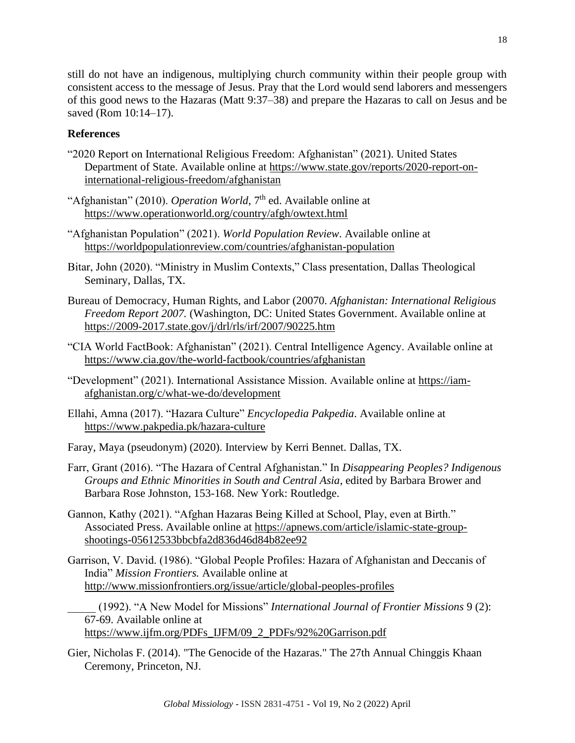still do not have an indigenous, multiplying church community within their people group with consistent access to the message of Jesus. Pray that the Lord would send laborers and messengers of this good news to the Hazaras (Matt 9:37–38) and prepare the Hazaras to call on Jesus and be saved (Rom 10:14–17).

### References

"2020 Report on International Religious Freedom: Afghanistan" (2021). United States Department of State. Available online at https://www.state.gov/reports/2020-report-on-international-religious-freedom/afghanistan

"Afghanistan" (2010). *Operation World*, 7th ed. Available online at https://www.operationworld.org/country/afgh/owtext.html

"Afghanistan Population" (2021). *World Population Review*. Available online at https://worldpopulationreview.com/countries/afghanistan-population

Bitar, John (2020). "Ministry in Muslim Contexts," Class presentation, Dallas Theological Seminary, Dallas, TX.

Bureau of Democracy, Human Rights, and Labor (20070. *Afghanistan: International Religious Freedom Report 2007.* (Washington, DC: United States Government. Available online at https://2009-2017.state.gov/j/drl/rls/irf/2007/90225.htm

"CIA World FactBook: Afghanistan" (2021). Central Intelligence Agency. Available online at https://www.cia.gov/the-world-factbook/countries/afghanistan

"Development" (2021). International Assistance Mission. Available online at https://iam-afghanistan.org/c/what-we-do/development

Ellahi, Amna (2017). "Hazara Culture" *Encyclopedia Pakpedia*. Available online at https://www.pakpedia.pk/hazara-culture

Faray, Maya (pseudonym) (2020). Interview by Kerri Bennet. Dallas, TX.

Farr, Grant (2016). "The Hazara of Central Afghanistan." In *Disappearing Peoples? Indigenous Groups and Ethnic Minorities in South and Central Asia*, edited by Barbara Brower and Barbara Rose Johnston, 153-168. New York: Routledge.

Gannon, Kathy (2021). "Afghan Hazaras Being Killed at School, Play, even at Birth." Associated Press. Available online at https://apnews.com/article/islamic-state-group-shootings-05612533bbcbfa2d836d46d84b82ee92

Garrison, V. David. (1986). "Global People Profiles: Hazara of Afghanistan and Deccanis of India" *Mission Frontiers.* Available online at http://www.missionfrontiers.org/issue/article/global-peoples-profiles

_____ (1992). "A New Model for Missions" *International Journal of Frontier Missions* 9 (2): 67-69. Available online at https://www.ijfm.org/PDFs_IJFM/09_2_PDFs/92%20Garrison.pdf

Gier, Nicholas F. (2014). "The Genocide of the Hazaras." The 27th Annual Chinggis Khaan Ceremony, Princeton, NJ.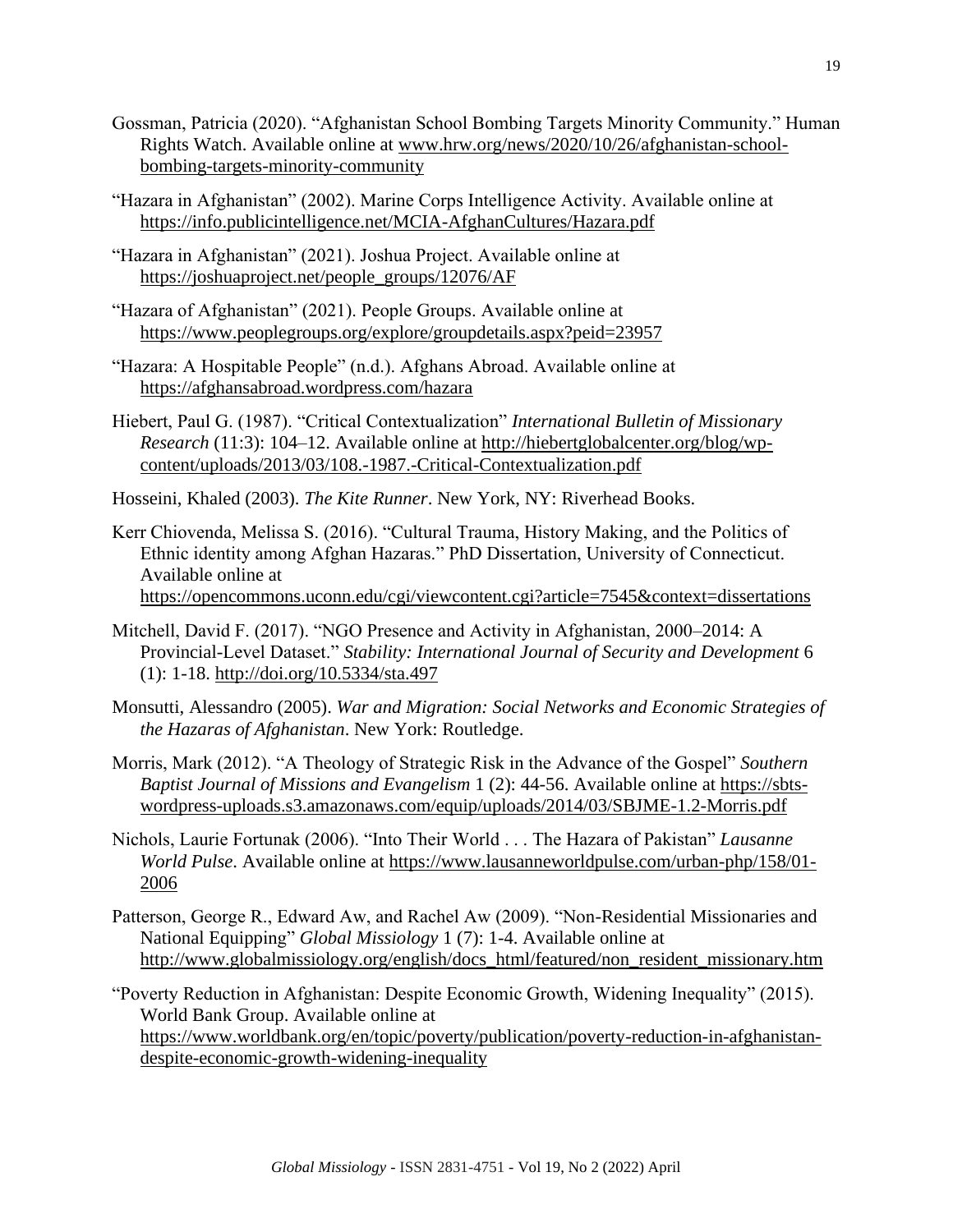Gossman, Patricia (2020). "Afghanistan School Bombing Targets Minority Community." Human Rights Watch. Available online at www.hrw.org/news/2020/10/26/afghanistan-school-bombing-targets-minority-community

"Hazara in Afghanistan" (2002). Marine Corps Intelligence Activity. Available online at https://info.publicintelligence.net/MCIA-AfghanCultures/Hazara.pdf

"Hazara in Afghanistan" (2021). Joshua Project. Available online at https://joshuaproject.net/people_groups/12076/AF

"Hazara of Afghanistan" (2021). People Groups. Available online at https://www.peoplegroups.org/explore/groupdetails.aspx?peid=23957

"Hazara: A Hospitable People" (n.d.). Afghans Abroad. Available online at https://afghansabroad.wordpress.com/hazara

Hiebert, Paul G. (1987). "Critical Contextualization" *International Bulletin of Missionary Research* (11:3): 104–12. Available online at http://hiebertglobalcenter.org/blog/wp-content/uploads/2013/03/108.-1987.-Critical-Contextualization.pdf

Hosseini, Khaled (2003). *The Kite Runner*. New York, NY: Riverhead Books.

Kerr Chiovenda, Melissa S. (2016). "Cultural Trauma, History Making, and the Politics of Ethnic identity among Afghan Hazaras." PhD Dissertation, University of Connecticut. Available online at https://opencommons.uconn.edu/cgi/viewcontent.cgi?article=7545&context=dissertations

Mitchell, David F. (2017). "NGO Presence and Activity in Afghanistan, 2000–2014: A Provincial-Level Dataset." *Stability: International Journal of Security and Development* 6 (1): 1-18. http://doi.org/10.5334/sta.497

Monsutti, Alessandro (2005). *War and Migration: Social Networks and Economic Strategies of the Hazaras of Afghanistan*. New York: Routledge.

Morris, Mark (2012). "A Theology of Strategic Risk in the Advance of the Gospel" *Southern Baptist Journal of Missions and Evangelism* 1 (2): 44-56. Available online at https://sbts-wordpress-uploads.s3.amazonaws.com/equip/uploads/2014/03/SBJME-1.2-Morris.pdf

Nichols, Laurie Fortunak (2006). "Into Their World . . . The Hazara of Pakistan" *Lausanne World Pulse*. Available online at https://www.lausanneworldpulse.com/urban-php/158/01-2006

Patterson, George R., Edward Aw, and Rachel Aw (2009). "Non-Residential Missionaries and National Equipping" *Global Missiology* 1 (7): 1-4. Available online at http://www.globalmissiology.org/english/docs_html/featured/non_resident_missionary.htm

"Poverty Reduction in Afghanistan: Despite Economic Growth, Widening Inequality" (2015). World Bank Group. Available online at https://www.worldbank.org/en/topic/poverty/publication/poverty-reduction-in-afghanistan-despite-economic-growth-widening-inequality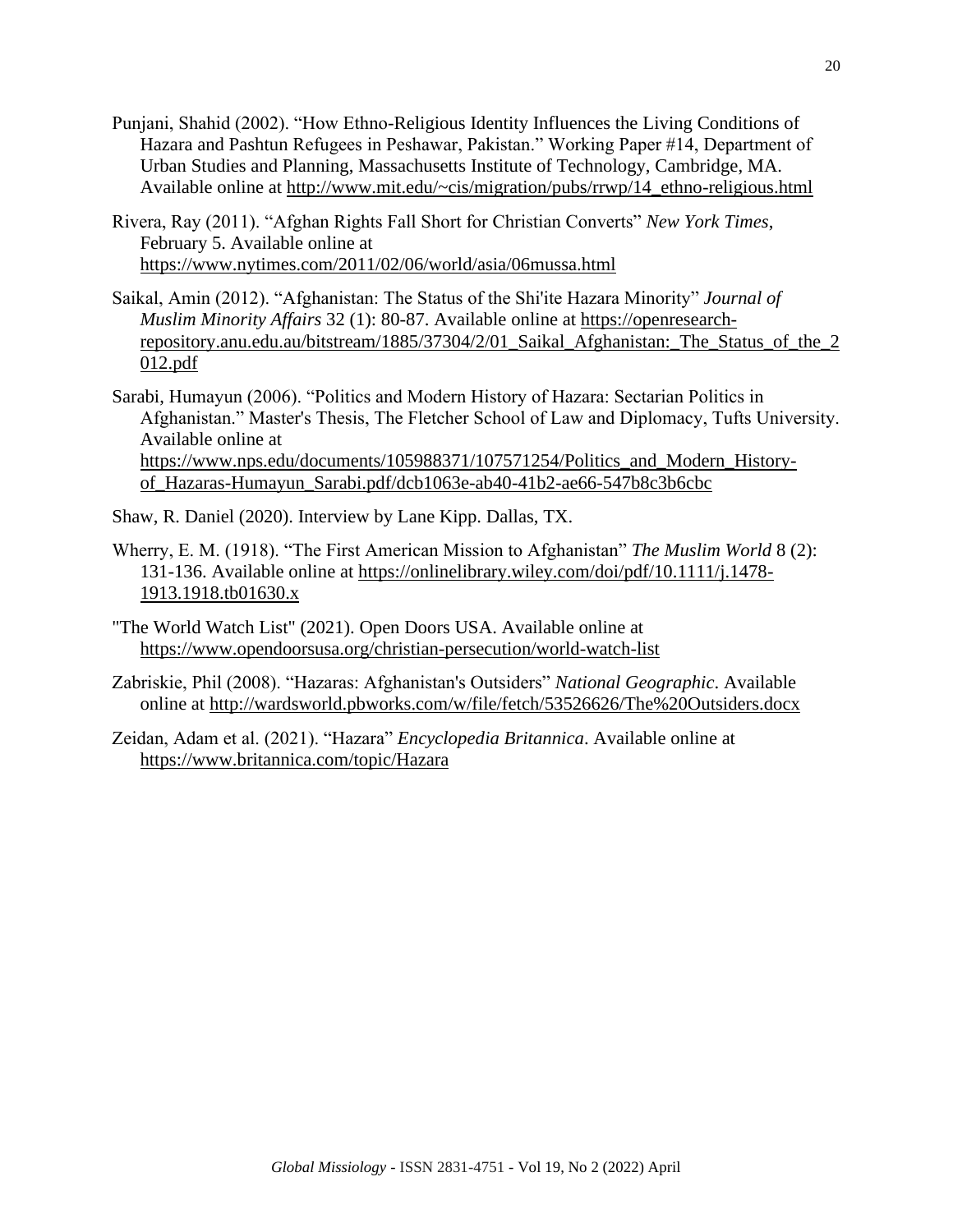Punjani, Shahid (2002). "How Ethno-Religious Identity Influences the Living Conditions of Hazara and Pashtun Refugees in Peshawar, Pakistan." Working Paper #14, Department of Urban Studies and Planning, Massachusetts Institute of Technology, Cambridge, MA. Available online at http://www.mit.edu/~cis/migration/pubs/rrwp/14_ethno-religious.html

Rivera, Ray (2011). "Afghan Rights Fall Short for Christian Converts" *New York Times*, February 5. Available online at https://www.nytimes.com/2011/02/06/world/asia/06mussa.html

Saikal, Amin (2012). "Afghanistan: The Status of the Shi'ite Hazara Minority" *Journal of Muslim Minority Affairs* 32 (1): 80-87. Available online at https://openresearch-repository.anu.edu.au/bitstream/1885/37304/2/01_Saikal_Afghanistan:_The_Status_of_the_2012.pdf

Sarabi, Humayun (2006). "Politics and Modern History of Hazara: Sectarian Politics in Afghanistan." Master's Thesis, The Fletcher School of Law and Diplomacy, Tufts University. Available online at https://www.nps.edu/documents/105988371/107571254/Politics_and_Modern_History-of_Hazaras-Humayun_Sarabi.pdf/dcb1063e-ab40-41b2-ae66-547b8c3b6cbc

Shaw, R. Daniel (2020). Interview by Lane Kipp. Dallas, TX.

Wherry, E. M. (1918). "The First American Mission to Afghanistan" *The Muslim World* 8 (2): 131-136. Available online at https://onlinelibrary.wiley.com/doi/pdf/10.1111/j.1478-1913.1918.tb01630.x

"The World Watch List" (2021). Open Doors USA. Available online at https://www.opendoorsusa.org/christian-persecution/world-watch-list

Zabriskie, Phil (2008). "Hazaras: Afghanistan's Outsiders" *National Geographic*. Available online at http://wardsworld.pbworks.com/w/file/fetch/53526626/The%20Outsiders.docx

Zeidan, Adam et al. (2021). "Hazara" *Encyclopedia Britannica*. Available online at https://www.britannica.com/topic/Hazara